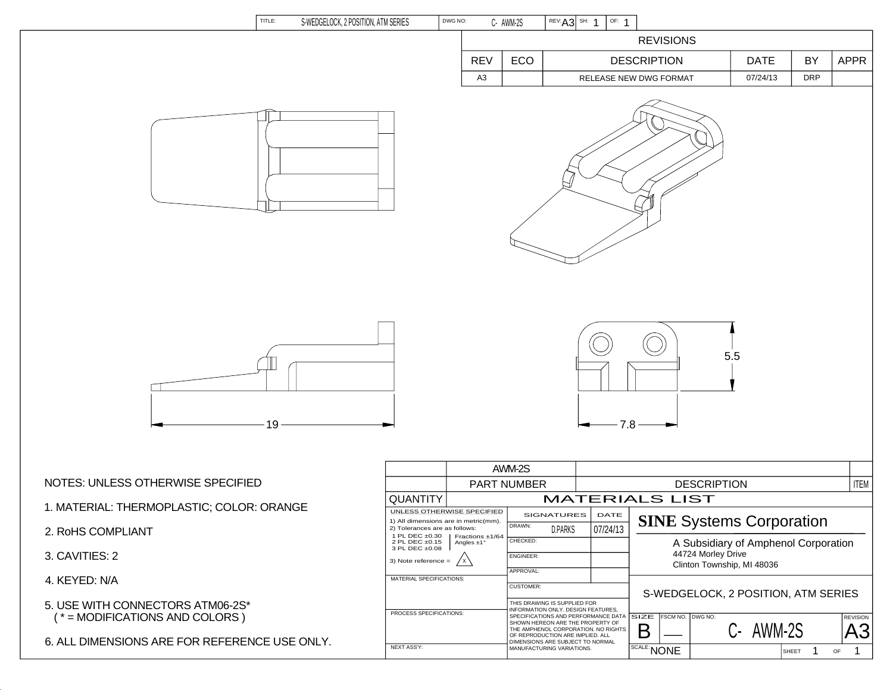TITLE: S-WEDGELOCK, 2 POSITION, ATM SERIES | DWG NO: C- AWM-2S | REV: A3 | SH: 1 | OF: 1

| REVISIONS | | | | | |
|---|---|---|---|---|---|
| REV | ECO | DESCRIPTION | DATE | BY | APPR |
| A3 | | RELEASE NEW DWG FORMAT | 07/24/13 | DRP | |

19

7.8

5.5

NOTES: UNLESS OTHERWISE SPECIFIED

1. MATERIAL: THERMOPLASTIC; COLOR: ORANGE

2. RoHS COMPLIANT

3. CAVITIES: 2

4. KEYED: N/A

5. USE WITH CONNECTORS ATM06-2S*
   ( * = MODIFICATIONS AND COLORS )

6. ALL DIMENSIONS ARE FOR REFERENCE USE ONLY.

| | AWM-2S | | |
|---|---|---|---|
| | PART NUMBER | DESCRIPTION | ITEM |
| QUANTITY | MATERIALS LIST | | |

UNLESS OTHERWISE SPECIFIED
1) All dimensions are in metric(mm).
2) Tolerances are as follows:
1 PL DEC ±0.30
2 PL DEC ±0.15
3 PL DEC ±0.08
Fractions ±1/64
Angles ±1°
3) Note reference = X

| SIGNATURES | | DATE |
|---|---|---|
| DRAWN: | D.PARKS | 07/24/13 |
| CHECKED: | | |
| ENGINEER: | | |
| APPROVAL: | | |
| CUSTOMER: | | |

MATERIAL SPECIFICATIONS:

PROCESS SPECIFICATIONS:

NEXT ASS'Y:

THIS DRAWING IS SUPPLIED FOR INFORMATION ONLY. DESIGN FEATURES, SPECIFICATIONS AND PERFORMANCE DATA SHOWN HEREON ARE THE PROPERTY OF THE AMPHENOL CORPORATION. NO RIGHTS OF REPRODUCTION ARE IMPLIED. ALL DIMENSIONS ARE SUBJECT TO NORMAL MANUFACTURING VARIATIONS.

**SINE** Systems Corporation
A Subsidiary of Amphenol Corporation
44724 Morley Drive
Clinton Township, MI 48036

S-WEDGELOCK, 2 POSITION, ATM SERIES

| SIZE | FSCM NO. | DWG NO: | REVISION |
|---|---|---|---|
| B | — | C- AWM-2S | A3 |
| SCALE: NONE | | SHEET 1 OF 1 | |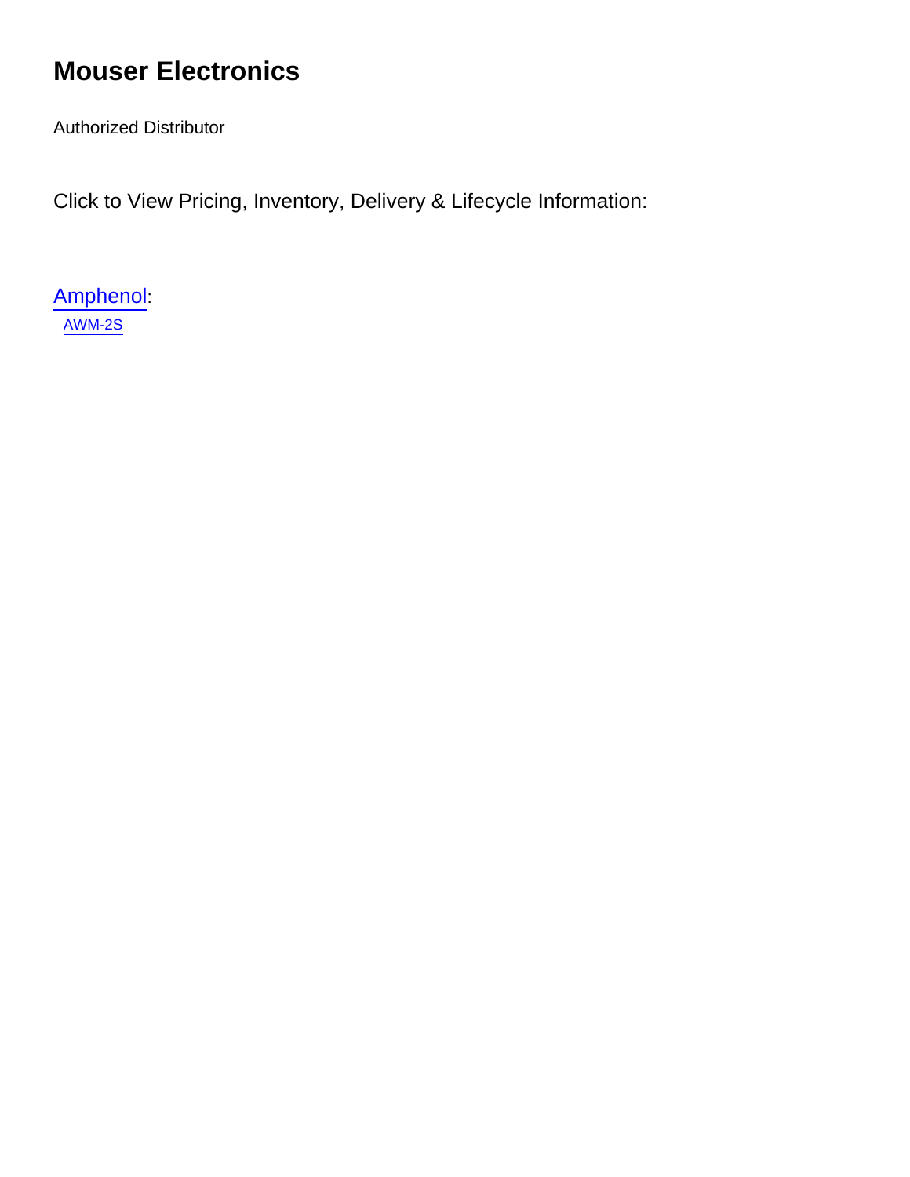# Mouser Electronics

Authorized Distributor

Click to View Pricing, Inventory, Delivery & Lifecycle Information:

Amphenol:
AWM-2S